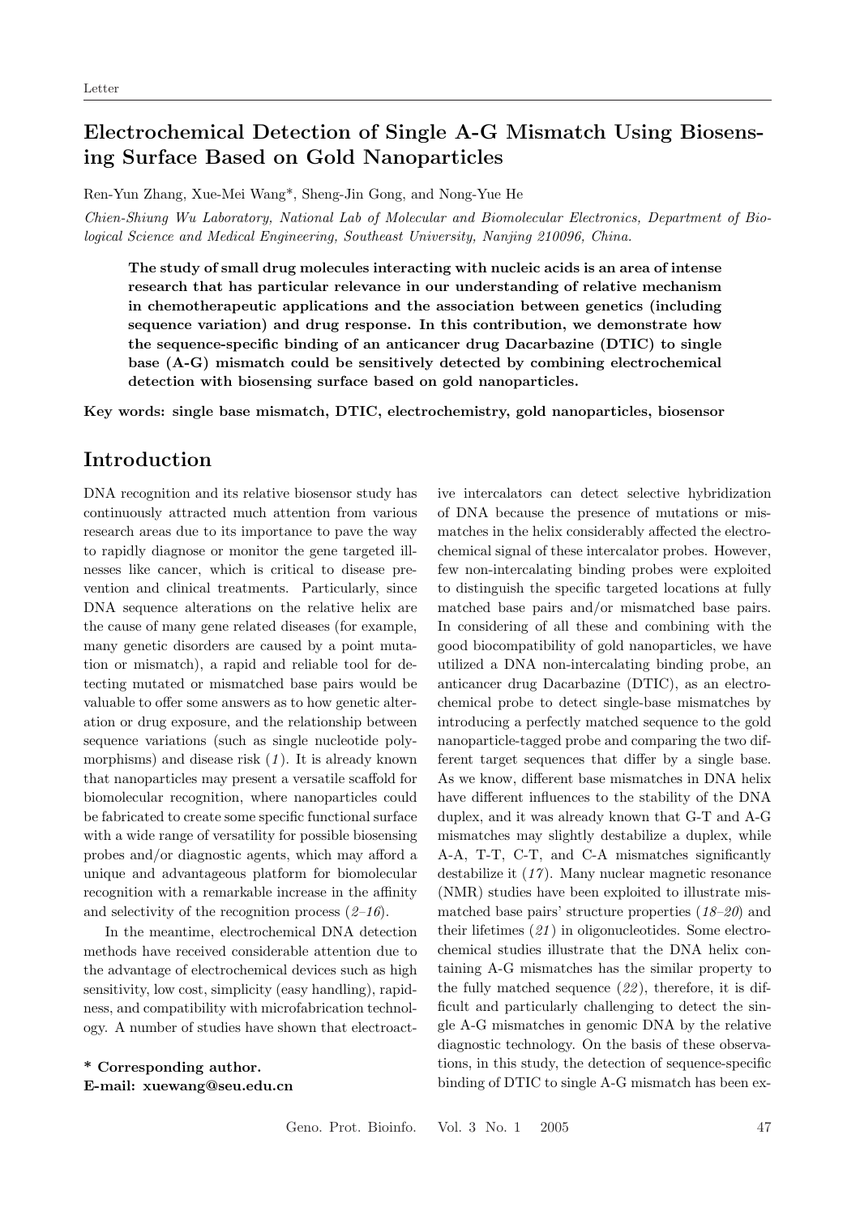Letter

# Electrochemical Detection of Single A-G Mismatch Using Biosensing Surface Based on Gold Nanoparticles

Ren-Yun Zhang, Xue-Mei Wang*, Sheng-Jin Gong, and Nong-Yue He

*Chien-Shiung Wu Laboratory, National Lab of Molecular and Biomolecular Electronics, Department of Biological Science and Medical Engineering, Southeast University, Nanjing 210096, China.*

**The study of small drug molecules interacting with nucleic acids is an area of intense research that has particular relevance in our understanding of relative mechanism in chemotherapeutic applications and the association between genetics (including sequence variation) and drug response. In this contribution, we demonstrate how the sequence-specific binding of an anticancer drug Dacarbazine (DTIC) to single base (A-G) mismatch could be sensitively detected by combining electrochemical detection with biosensing surface based on gold nanoparticles.**

**Key words: single base mismatch, DTIC, electrochemistry, gold nanoparticles, biosensor**

## Introduction

DNA recognition and its relative biosensor study has continuously attracted much attention from various research areas due to its importance to pave the way to rapidly diagnose or monitor the gene targeted illnesses like cancer, which is critical to disease prevention and clinical treatments. Particularly, since DNA sequence alterations on the relative helix are the cause of many gene related diseases (for example, many genetic disorders are caused by a point mutation or mismatch), a rapid and reliable tool for detecting mutated or mismatched base pairs would be valuable to offer some answers as to how genetic alteration or drug exposure, and the relationship between sequence variations (such as single nucleotide polymorphisms) and disease risk (*1*). It is already known that nanoparticles may present a versatile scaffold for biomolecular recognition, where nanoparticles could be fabricated to create some specific functional surface with a wide range of versatility for possible biosensing probes and/or diagnostic agents, which may afford a unique and advantageous platform for biomolecular recognition with a remarkable increase in the affinity and selectivity of the recognition process (*2–16*).

In the meantime, electrochemical DNA detection methods have received considerable attention due to the advantage of electrochemical devices such as high sensitivity, low cost, simplicity (easy handling), rapidness, and compatibility with microfabrication technology. A number of studies have shown that electroactive intercalators can detect selective hybridization of DNA because the presence of mutations or mismatches in the helix considerably affected the electrochemical signal of these intercalator probes. However, few non-intercalating binding probes were exploited to distinguish the specific targeted locations at fully matched base pairs and/or mismatched base pairs. In considering of all these and combining with the good biocompatibility of gold nanoparticles, we have utilized a DNA non-intercalating binding probe, an anticancer drug Dacarbazine (DTIC), as an electrochemical probe to detect single-base mismatches by introducing a perfectly matched sequence to the gold nanoparticle-tagged probe and comparing the two different target sequences that differ by a single base. As we know, different base mismatches in DNA helix have different influences to the stability of the DNA duplex, and it was already known that G-T and A-G mismatches may slightly destabilize a duplex, while A-A, T-T, C-T, and C-A mismatches significantly destabilize it (*17*). Many nuclear magnetic resonance (NMR) studies have been exploited to illustrate mismatched base pairs' structure properties (*18–20*) and their lifetimes (*21*) in oligonucleotides. Some electrochemical studies illustrate that the DNA helix containing A-G mismatches has the similar property to the fully matched sequence (*22*), therefore, it is difficult and particularly challenging to detect the single A-G mismatches in genomic DNA by the relative diagnostic technology. On the basis of these observations, in this study, the detection of sequence-specific binding of DTIC to single A-G mismatch has been ex-

**\* Corresponding author.**
**E-mail: xuewang@seu.edu.cn**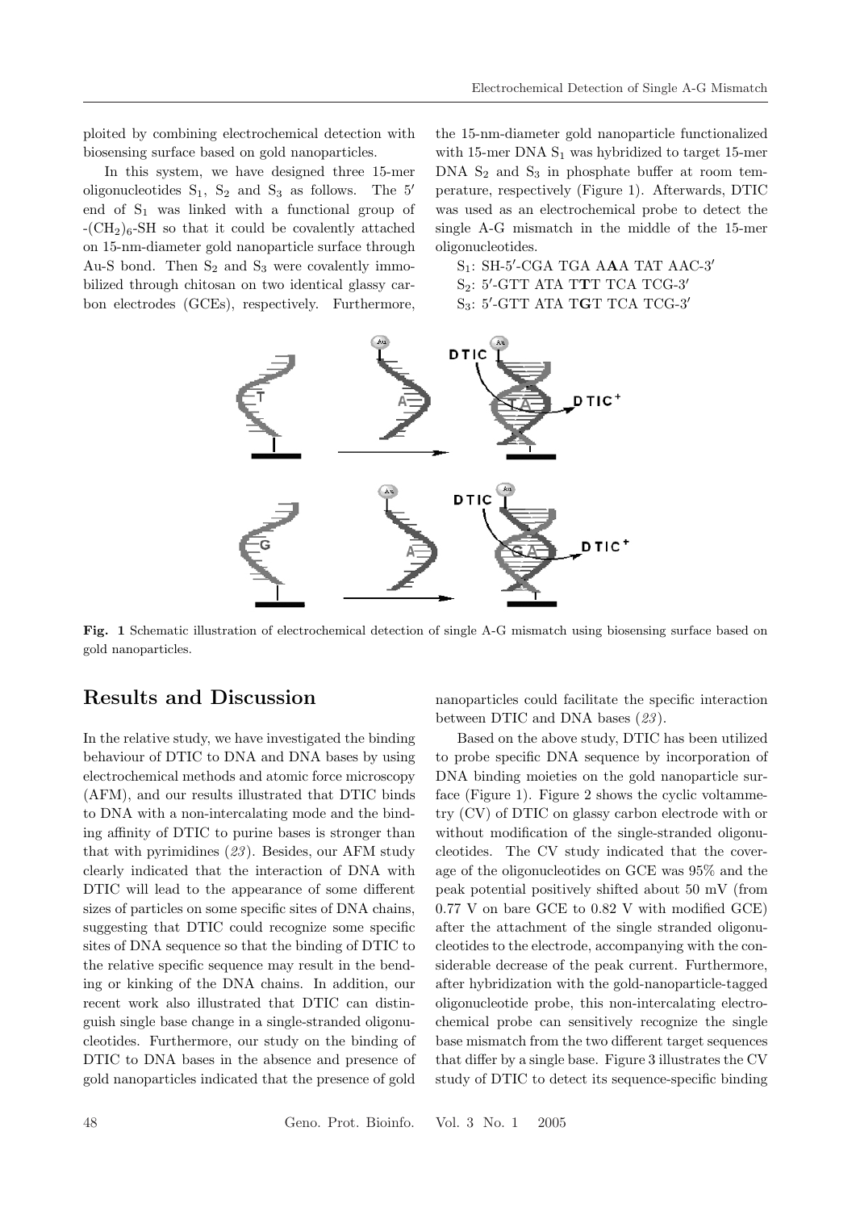ploited by combining electrochemical detection with biosensing surface based on gold nanoparticles.

In this system, we have designed three 15-mer oligonucleotides $S_1$, $S_2$ and $S_3$ as follows. The 5′ end of $S_1$ was linked with a functional group of $-(CH_2)_6$-SH so that it could be covalently attached on 15-nm-diameter gold nanoparticle surface through Au-S bond. Then $S_2$ and $S_3$ were covalently immobilized through chitosan on two identical glassy carbon electrodes (GCEs), respectively. Furthermore, the 15-nm-diameter gold nanoparticle functionalized with 15-mer DNA $S_1$ was hybridized to target 15-mer DNA $S_2$ and $S_3$ in phosphate buffer at room temperature, respectively (Figure 1). Afterwards, DTIC was used as an electrochemical probe to detect the single A-G mismatch in the middle of the 15-mer oligonucleotides.

$S_1$: SH-5′-CGA TGA A**A**A TAT AAC-3′
$S_2$: 5′-GTT ATA T**T**T TCA TCG-3′
$S_3$: 5′-GTT ATA T**G**T TCA TCG-3′

**Fig. 1** Schematic illustration of electrochemical detection of single A-G mismatch using biosensing surface based on gold nanoparticles.

## Results and Discussion

In the relative study, we have investigated the binding behaviour of DTIC to DNA and DNA bases by using electrochemical methods and atomic force microscopy (AFM), and our results illustrated that DTIC binds to DNA with a non-intercalating mode and the binding affinity of DTIC to purine bases is stronger than that with pyrimidines (*23*). Besides, our AFM study clearly indicated that the interaction of DNA with DTIC will lead to the appearance of some different sizes of particles on some specific sites of DNA chains, suggesting that DTIC could recognize some specific sites of DNA sequence so that the binding of DTIC to the relative specific sequence may result in the bending or kinking of the DNA chains. In addition, our recent work also illustrated that DTIC can distinguish single base change in a single-stranded oligonucleotides. Furthermore, our study on the binding of DTIC to DNA bases in the absence and presence of gold nanoparticles indicated that the presence of gold nanoparticles could facilitate the specific interaction between DTIC and DNA bases (*23*).

Based on the above study, DTIC has been utilized to probe specific DNA sequence by incorporation of DNA binding moieties on the gold nanoparticle surface (Figure 1). Figure 2 shows the cyclic voltammetry (CV) of DTIC on glassy carbon electrode with or without modification of the single-stranded oligonucleotides. The CV study indicated that the coverage of the oligonucleotides on GCE was 95% and the peak potential positively shifted about 50 mV (from 0.77 V on bare GCE to 0.82 V with modified GCE) after the attachment of the single stranded oligonucleotides to the electrode, accompanying with the considerable decrease of the peak current. Furthermore, after hybridization with the gold-nanoparticle-tagged oligonucleotide probe, this non-intercalating electrochemical probe can sensitively recognize the single base mismatch from the two different target sequences that differ by a single base. Figure 3 illustrates the CV study of DTIC to detect its sequence-specific binding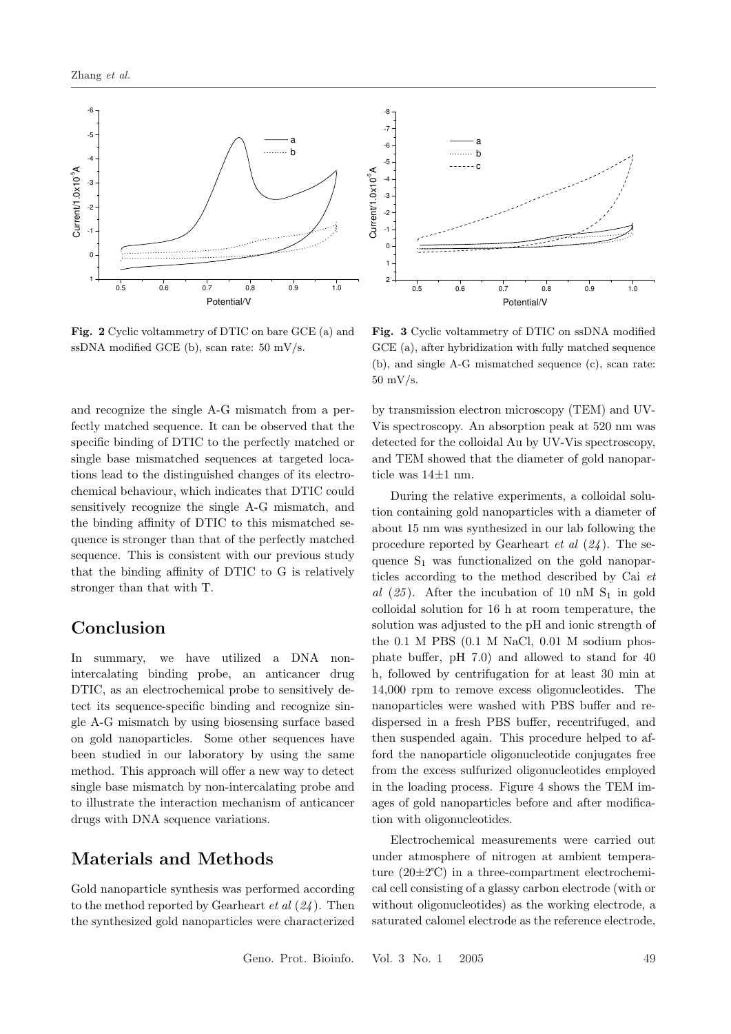**Fig. 2** Cyclic voltammetry of DTIC on bare GCE (a) and ssDNA modified GCE (b), scan rate: 50 mV/s.

**Fig. 3** Cyclic voltammetry of DTIC on ssDNA modified GCE (a), after hybridization with fully matched sequence (b), and single A-G mismatched sequence (c), scan rate: 50 mV/s.

and recognize the single A-G mismatch from a perfectly matched sequence. It can be observed that the specific binding of DTIC to the perfectly matched or single base mismatched sequences at targeted locations lead to the distinguished changes of its electrochemical behaviour, which indicates that DTIC could sensitively recognize the single A-G mismatch, and the binding affinity of DTIC to this mismatched sequence is stronger than that of the perfectly matched sequence. This is consistent with our previous study that the binding affinity of DTIC to G is relatively stronger than that with T.

## Conclusion

In summary, we have utilized a DNA non-intercalating binding probe, an anticancer drug DTIC, as an electrochemical probe to sensitively detect its sequence-specific binding and recognize single A-G mismatch by using biosensing surface based on gold nanoparticles. Some other sequences have been studied in our laboratory by using the same method. This approach will offer a new way to detect single base mismatch by non-intercalating probe and to illustrate the interaction mechanism of anticancer drugs with DNA sequence variations.

## Materials and Methods

Gold nanoparticle synthesis was performed according to the method reported by Gearheart *et al* (*24*). Then the synthesized gold nanoparticles were characterized by transmission electron microscopy (TEM) and UV-Vis spectroscopy. An absorption peak at 520 nm was detected for the colloidal Au by UV-Vis spectroscopy, and TEM showed that the diameter of gold nanoparticle was 14±1 nm.

During the relative experiments, a colloidal solution containing gold nanoparticles with a diameter of about 15 nm was synthesized in our lab following the procedure reported by Gearheart *et al* (*24*). The sequence $S_1$ was functionalized on the gold nanoparticles according to the method described by Cai *et al* (*25*). After the incubation of 10 nM $S_1$ in gold colloidal solution for 16 h at room temperature, the solution was adjusted to the pH and ionic strength of the 0.1 M PBS (0.1 M NaCl, 0.01 M sodium phosphate buffer, pH 7.0) and allowed to stand for 40 h, followed by centrifugation for at least 30 min at 14,000 rpm to remove excess oligonucleotides. The nanoparticles were washed with PBS buffer and redispersed in a fresh PBS buffer, recentrifuged, and then suspended again. This procedure helped to afford the nanoparticle oligonucleotide conjugates free from the excess sulfurized oligonucleotides employed in the loading process. Figure 4 shows the TEM images of gold nanoparticles before and after modification with oligonucleotides.

Electrochemical measurements were carried out under atmosphere of nitrogen at ambient temperature (20±2℃) in a three-compartment electrochemical cell consisting of a glassy carbon electrode (with or without oligonucleotides) as the working electrode, a saturated calomel electrode as the reference electrode,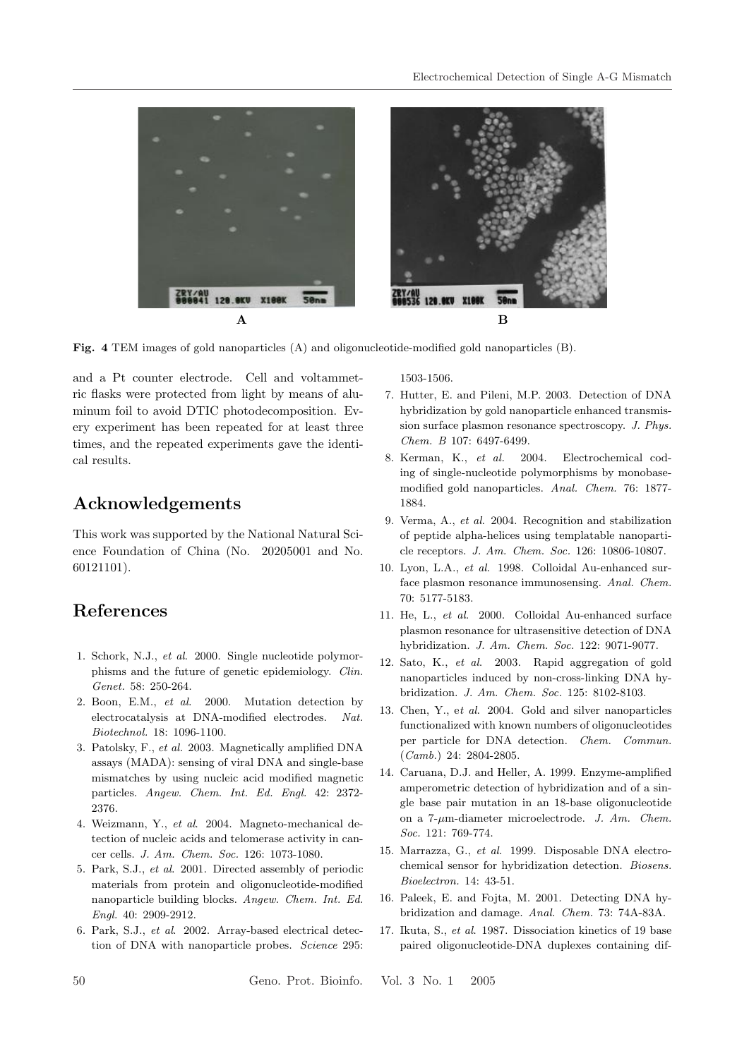**Fig. 4** TEM images of gold nanoparticles (A) and oligonucleotide-modified gold nanoparticles (B).

and a Pt counter electrode. Cell and voltammetric flasks were protected from light by means of aluminum foil to avoid DTIC photodecomposition. Every experiment has been repeated for at least three times, and the repeated experiments gave the identical results.

## Acknowledgements

This work was supported by the National Natural Science Foundation of China (No. 20205001 and No. 60121101).

## References

1. Schork, N.J., *et al.* 2000. Single nucleotide polymorphisms and the future of genetic epidemiology. *Clin. Genet.* 58: 250-264.
2. Boon, E.M., *et al.* 2000. Mutation detection by electrocatalysis at DNA-modified electrodes. *Nat. Biotechnol.* 18: 1096-1100.
3. Patolsky, F., *et al.* 2003. Magnetically amplified DNA assays (MADA): sensing of viral DNA and single-base mismatches by using nucleic acid modified magnetic particles. *Angew. Chem. Int. Ed. Engl.* 42: 2372-2376.
4. Weizmann, Y., *et al.* 2004. Magneto-mechanical detection of nucleic acids and telomerase activity in cancer cells. *J. Am. Chem. Soc.* 126: 1073-1080.
5. Park, S.J., *et al.* 2001. Directed assembly of periodic materials from protein and oligonucleotide-modified nanoparticle building blocks. *Angew. Chem. Int. Ed. Engl.* 40: 2909-2912.
6. Park, S.J., *et al.* 2002. Array-based electrical detection of DNA with nanoparticle probes. *Science* 295: 1503-1506.
7. Hutter, E. and Pileni, M.P. 2003. Detection of DNA hybridization by gold nanoparticle enhanced transmission surface plasmon resonance spectroscopy. *J. Phys. Chem. B* 107: 6497-6499.
8. Kerman, K., *et al.* 2004. Electrochemical coding of single-nucleotide polymorphisms by monobase-modified gold nanoparticles. *Anal. Chem.* 76: 1877-1884.
9. Verma, A., *et al.* 2004. Recognition and stabilization of peptide alpha-helices using templatable nanoparticle receptors. *J. Am. Chem. Soc.* 126: 10806-10807.
10. Lyon, L.A., *et al.* 1998. Colloidal Au-enhanced surface plasmon resonance immunosensing. *Anal. Chem.* 70: 5177-5183.
11. He, L., *et al.* 2000. Colloidal Au-enhanced surface plasmon resonance for ultrasensitive detection of DNA hybridization. *J. Am. Chem. Soc.* 122: 9071-9077.
12. Sato, K., *et al.* 2003. Rapid aggregation of gold nanoparticles induced by non-cross-linking DNA hybridization. *J. Am. Chem. Soc.* 125: 8102-8103.
13. Chen, Y., *et al.* 2004. Gold and silver nanoparticles functionalized with known numbers of oligonucleotides per particle for DNA detection. *Chem. Commun. (Camb.)* 24: 2804-2805.
14. Caruana, D.J. and Heller, A. 1999. Enzyme-amplified amperometric detection of hybridization and of a single base pair mutation in an 18-base oligonucleotide on a 7-$\mu$m-diameter microelectrode. *J. Am. Chem. Soc.* 121: 769-774.
15. Marrazza, G., *et al.* 1999. Disposable DNA electrochemical sensor for hybridization detection. *Biosens. Bioelectron.* 14: 43-51.
16. Paleek, E. and Fojta, M. 2001. Detecting DNA hybridization and damage. *Anal. Chem.* 73: 74A-83A.
17. Ikuta, S., *et al.* 1987. Dissociation kinetics of 19 base paired oligonucleotide-DNA duplexes containing dif-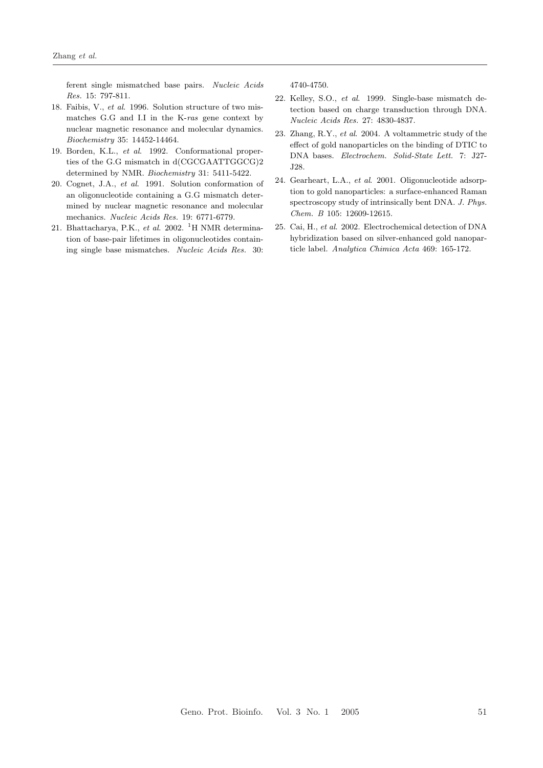ferent single mismatched base pairs. *Nucleic Acids Res.* 15: 797-811.

18. Faibis, V., *et al*. 1996. Solution structure of two mismatches G.G and I.I in the K-*ras* gene context by nuclear magnetic resonance and molecular dynamics. *Biochemistry* 35: 14452-14464.
19. Borden, K.L., *et al*. 1992. Conformational properties of the G.G mismatch in d(CGCGAATTGGCG)2 determined by NMR. *Biochemistry* 31: 5411-5422.
20. Cognet, J.A., *et al*. 1991. Solution conformation of an oligonucleotide containing a G.G mismatch determined by nuclear magnetic resonance and molecular mechanics. *Nucleic Acids Res.* 19: 6771-6779.
21. Bhattacharya, P.K., *et al*. 2002. $^{1}$H NMR determination of base-pair lifetimes in oligonucleotides containing single base mismatches. *Nucleic Acids Res.* 30: 4740-4750.
22. Kelley, S.O., *et al*. 1999. Single-base mismatch detection based on charge transduction through DNA. *Nucleic Acids Res.* 27: 4830-4837.
23. Zhang, R.Y., *et al*. 2004. A voltammetric study of the effect of gold nanoparticles on the binding of DTIC to DNA bases. *Electrochem. Solid-State Lett.* 7: J27-J28.
24. Gearheart, L.A., *et al*. 2001. Oligonucleotide adsorption to gold nanoparticles: a surface-enhanced Raman spectroscopy study of intrinsically bent DNA. *J. Phys. Chem. B* 105: 12609-12615.
25. Cai, H., *et al*. 2002. Electrochemical detection of DNA hybridization based on silver-enhanced gold nanoparticle label. *Analytica Chimica Acta* 469: 165-172.